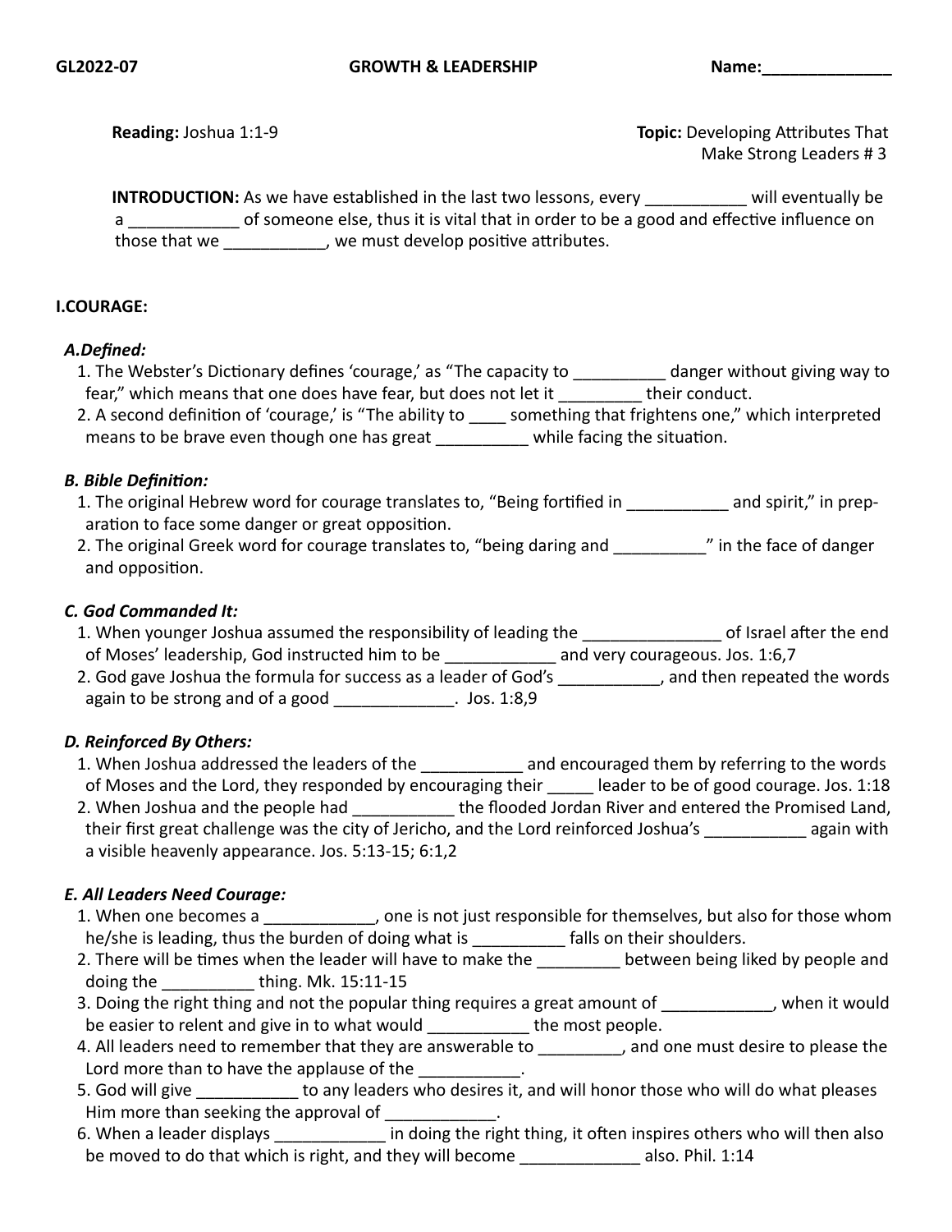**GL2022-07** **GROWTH & LEADERSHIP** **Name:**______________

**Reading:** Joshua 1:1-9

**Topic:** Developing Attributes That Make Strong Leaders # 3

**INTRODUCTION:** As we have established in the last two lessons, every ___________ will eventually be a ____________ of someone else, thus it is vital that in order to be a good and effective influence on those that we ___________, we must develop positive attributes.

## I.COURAGE:

### *A.Defined:*

1. The Webster's Dictionary defines 'courage,' as "The capacity to __________ danger without giving way to fear," which means that one does have fear, but does not let it _________ their conduct.
2. A second definition of 'courage,' is "The ability to ____ something that frightens one," which interpreted means to be brave even though one has great __________ while facing the situation.

### *B. Bible Definition:*

1. The original Hebrew word for courage translates to, "Being fortified in ___________ and spirit," in preparation to face some danger or great opposition.
2. The original Greek word for courage translates to, "being daring and __________" in the face of danger and opposition.

### *C. God Commanded It:*

1. When younger Joshua assumed the responsibility of leading the _______________ of Israel after the end of Moses' leadership, God instructed him to be ____________ and very courageous. Jos. 1:6,7
2. God gave Joshua the formula for success as a leader of God's ___________, and then repeated the words again to be strong and of a good _____________. Jos. 1:8,9

### *D. Reinforced By Others:*

1. When Joshua addressed the leaders of the ___________ and encouraged them by referring to the words of Moses and the Lord, they responded by encouraging their _____ leader to be of good courage. Jos. 1:18
2. When Joshua and the people had ___________ the flooded Jordan River and entered the Promised Land, their first great challenge was the city of Jericho, and the Lord reinforced Joshua's ___________ again with a visible heavenly appearance. Jos. 5:13-15; 6:1,2

### *E. All Leaders Need Courage:*

1. When one becomes a ____________, one is not just responsible for themselves, but also for those whom he/she is leading, thus the burden of doing what is __________ falls on their shoulders.
2. There will be times when the leader will have to make the _________ between being liked by people and doing the __________ thing. Mk. 15:11-15
3. Doing the right thing and not the popular thing requires a great amount of ____________, when it would be easier to relent and give in to what would ___________ the most people.
4. All leaders need to remember that they are answerable to _________, and one must desire to please the Lord more than to have the applause of the ___________.
5. God will give ___________ to any leaders who desires it, and will honor those who will do what pleases Him more than seeking the approval of ____________.
6. When a leader displays ____________ in doing the right thing, it often inspires others who will then also be moved to do that which is right, and they will become _____________ also. Phil. 1:14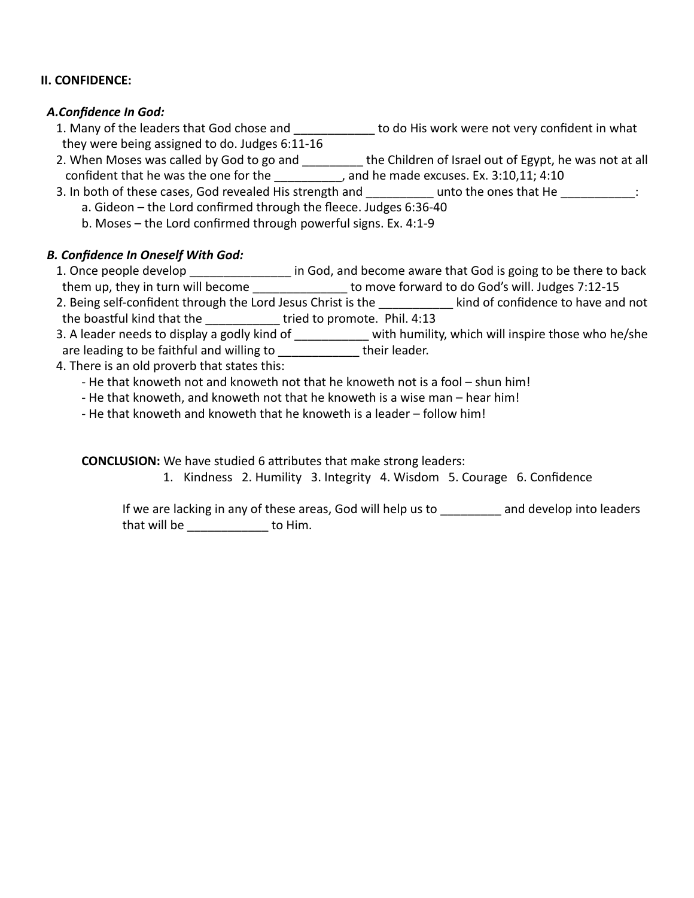**II. CONFIDENCE:**

***A.Confidence In God:***

1. Many of the leaders that God chose and ____________ to do His work were not very confident in what they were being assigned to do. Judges 6:11-16
2. When Moses was called by God to go and _________ the Children of Israel out of Egypt, he was not at all confident that he was the one for the __________, and he made excuses. Ex. 3:10,11; 4:10
3. In both of these cases, God revealed His strength and __________ unto the ones that He ___________:
   a. Gideon – the Lord confirmed through the fleece. Judges 6:36-40
   b. Moses – the Lord confirmed through powerful signs. Ex. 4:1-9

***B. Confidence In Oneself With God:***

1. Once people develop _______________ in God, and become aware that God is going to be there to back them up, they in turn will become ______________ to move forward to do God's will. Judges 7:12-15
2. Being self-confident through the Lord Jesus Christ is the ___________ kind of confidence to have and not the boastful kind that the ___________ tried to promote. Phil. 4:13
3. A leader needs to display a godly kind of ___________ with humility, which will inspire those who he/she are leading to be faithful and willing to ____________ their leader.
4. There is an old proverb that states this:
   - He that knoweth not and knoweth not that he knoweth not is a fool – shun him!
   - He that knoweth, and knoweth not that he knoweth is a wise man – hear him!
   - He that knoweth and knoweth that he knoweth is a leader – follow him!

**CONCLUSION:** We have studied 6 attributes that make strong leaders:

1. Kindness 2. Humility 3. Integrity 4. Wisdom 5. Courage 6. Confidence

If we are lacking in any of these areas, God will help us to _________ and develop into leaders that will be ____________ to Him.